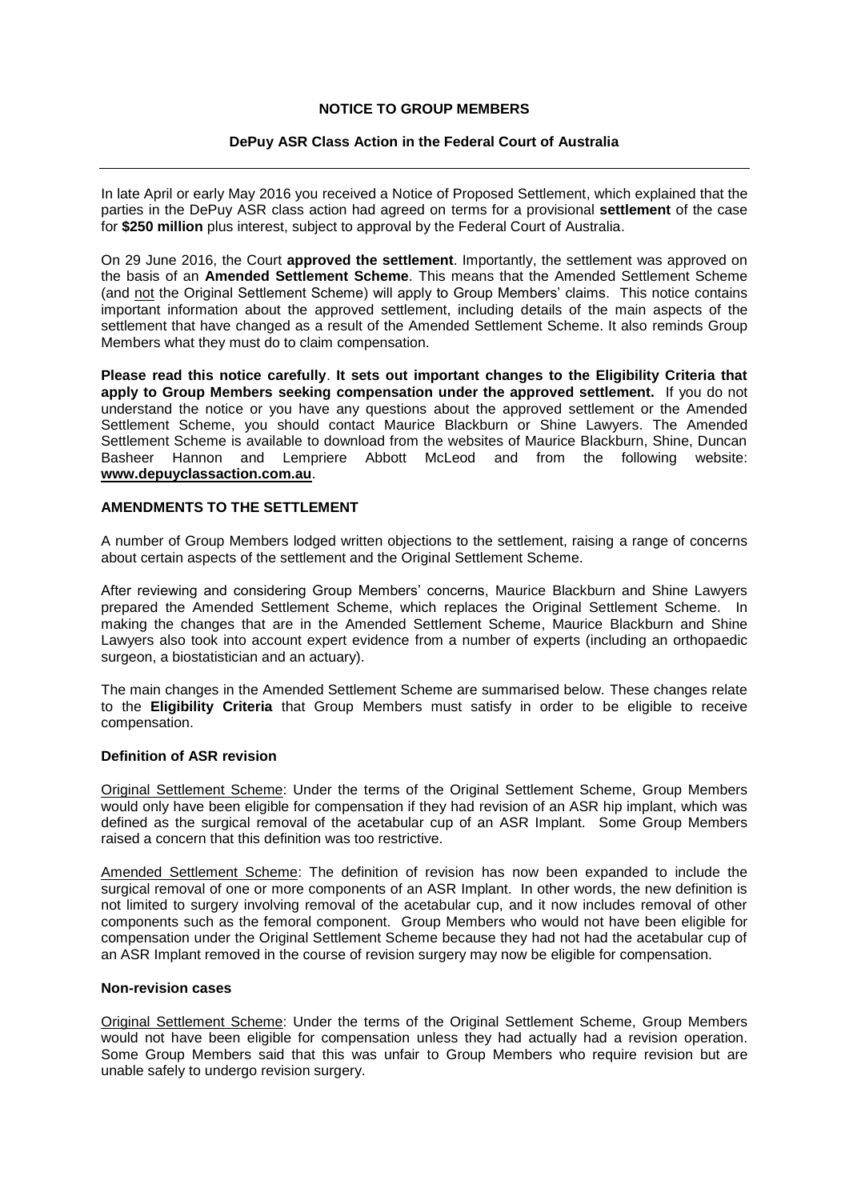# NOTICE TO GROUP MEMBERS

## DePuy ASR Class Action in the Federal Court of Australia

---

In late April or early May 2016 you received a Notice of Proposed Settlement, which explained that the parties in the DePuy ASR class action had agreed on terms for a provisional **settlement** of the case for **$250 million** plus interest, subject to approval by the Federal Court of Australia.

On 29 June 2016, the Court **approved the settlement**. Importantly, the settlement was approved on the basis of an **Amended Settlement Scheme**. This means that the Amended Settlement Scheme (and not the Original Settlement Scheme) will apply to Group Members' claims. This notice contains important information about the approved settlement, including details of the main aspects of the settlement that have changed as a result of the Amended Settlement Scheme. It also reminds Group Members what they must do to claim compensation.

**Please read this notice carefully**. **It sets out important changes to the Eligibility Criteria that apply to Group Members seeking compensation under the approved settlement.** If you do not understand the notice or you have any questions about the approved settlement or the Amended Settlement Scheme, you should contact Maurice Blackburn or Shine Lawyers. The Amended Settlement Scheme is available to download from the websites of Maurice Blackburn, Shine, Duncan Basheer Hannon and Lempriere Abbott McLeod and from the following website: **www.depuyclassaction.com.au**.

### AMENDMENTS TO THE SETTLEMENT

A number of Group Members lodged written objections to the settlement, raising a range of concerns about certain aspects of the settlement and the Original Settlement Scheme.

After reviewing and considering Group Members' concerns, Maurice Blackburn and Shine Lawyers prepared the Amended Settlement Scheme, which replaces the Original Settlement Scheme. In making the changes that are in the Amended Settlement Scheme, Maurice Blackburn and Shine Lawyers also took into account expert evidence from a number of experts (including an orthopaedic surgeon, a biostatistician and an actuary).

The main changes in the Amended Settlement Scheme are summarised below. These changes relate to the **Eligibility Criteria** that Group Members must satisfy in order to be eligible to receive compensation.

#### Definition of ASR revision

Original Settlement Scheme: Under the terms of the Original Settlement Scheme, Group Members would only have been eligible for compensation if they had revision of an ASR hip implant, which was defined as the surgical removal of the acetabular cup of an ASR Implant. Some Group Members raised a concern that this definition was too restrictive.

Amended Settlement Scheme: The definition of revision has now been expanded to include the surgical removal of one or more components of an ASR Implant. In other words, the new definition is not limited to surgery involving removal of the acetabular cup, and it now includes removal of other components such as the femoral component. Group Members who would not have been eligible for compensation under the Original Settlement Scheme because they had not had the acetabular cup of an ASR Implant removed in the course of revision surgery may now be eligible for compensation.

#### Non-revision cases

Original Settlement Scheme: Under the terms of the Original Settlement Scheme, Group Members would not have been eligible for compensation unless they had actually had a revision operation. Some Group Members said that this was unfair to Group Members who require revision but are unable safely to undergo revision surgery.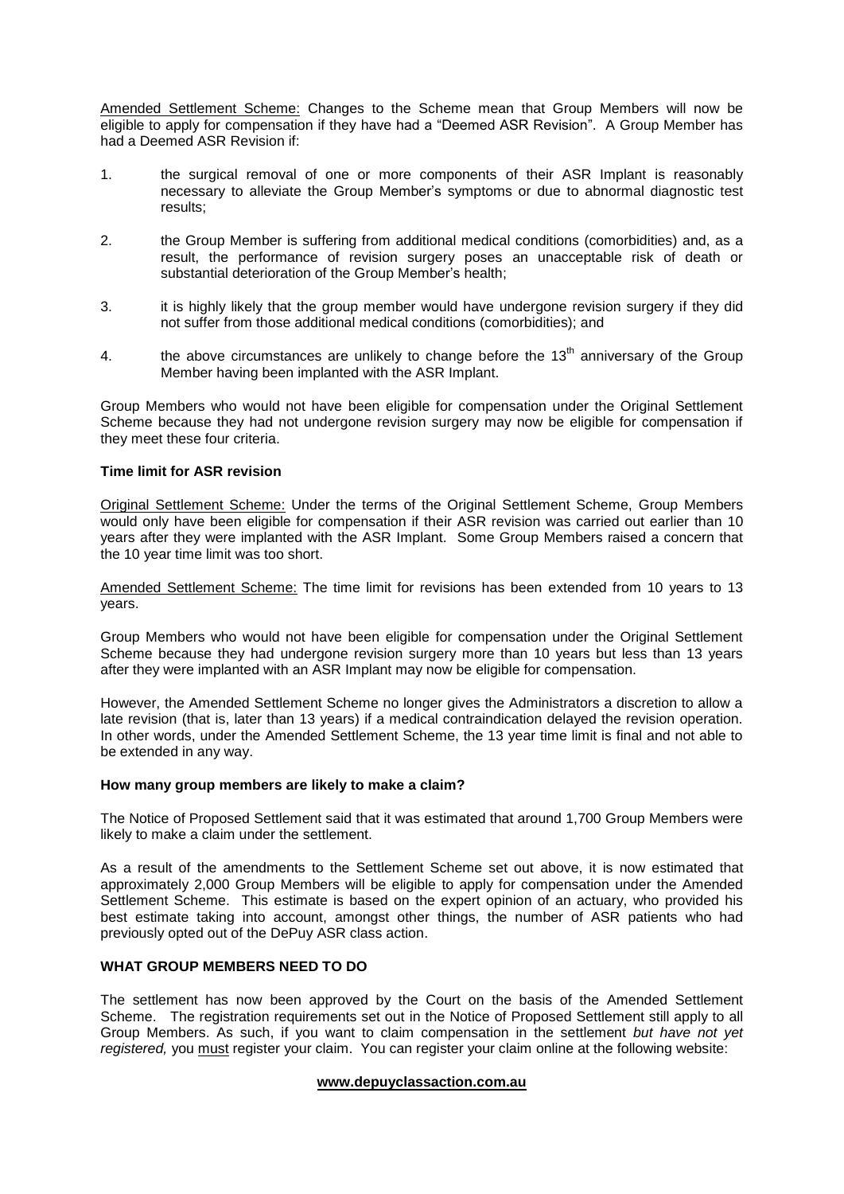<u>Amended Settlement Scheme:</u> Changes to the Scheme mean that Group Members will now be eligible to apply for compensation if they have had a "Deemed ASR Revision". A Group Member has had a Deemed ASR Revision if:

1. the surgical removal of one or more components of their ASR Implant is reasonably necessary to alleviate the Group Member's symptoms or due to abnormal diagnostic test results;

2. the Group Member is suffering from additional medical conditions (comorbidities) and, as a result, the performance of revision surgery poses an unacceptable risk of death or substantial deterioration of the Group Member's health;

3. it is highly likely that the group member would have undergone revision surgery if they did not suffer from those additional medical conditions (comorbidities); and

4. the above circumstances are unlikely to change before the 13th anniversary of the Group Member having been implanted with the ASR Implant.

Group Members who would not have been eligible for compensation under the Original Settlement Scheme because they had not undergone revision surgery may now be eligible for compensation if they meet these four criteria.

**Time limit for ASR revision**

<u>Original Settlement Scheme:</u> Under the terms of the Original Settlement Scheme, Group Members would only have been eligible for compensation if their ASR revision was carried out earlier than 10 years after they were implanted with the ASR Implant. Some Group Members raised a concern that the 10 year time limit was too short.

<u>Amended Settlement Scheme:</u> The time limit for revisions has been extended from 10 years to 13 years.

Group Members who would not have been eligible for compensation under the Original Settlement Scheme because they had undergone revision surgery more than 10 years but less than 13 years after they were implanted with an ASR Implant may now be eligible for compensation.

However, the Amended Settlement Scheme no longer gives the Administrators a discretion to allow a late revision (that is, later than 13 years) if a medical contraindication delayed the revision operation. In other words, under the Amended Settlement Scheme, the 13 year time limit is final and not able to be extended in any way.

**How many group members are likely to make a claim?**

The Notice of Proposed Settlement said that it was estimated that around 1,700 Group Members were likely to make a claim under the settlement.

As a result of the amendments to the Settlement Scheme set out above, it is now estimated that approximately 2,000 Group Members will be eligible to apply for compensation under the Amended Settlement Scheme. This estimate is based on the expert opinion of an actuary, who provided his best estimate taking into account, amongst other things, the number of ASR patients who had previously opted out of the DePuy ASR class action.

**WHAT GROUP MEMBERS NEED TO DO**

The settlement has now been approved by the Court on the basis of the Amended Settlement Scheme. The registration requirements set out in the Notice of Proposed Settlement still apply to all Group Members. As such, if you want to claim compensation in the settlement *but have not yet registered,* you <u>must</u> register your claim. You can register your claim online at the following website:

**<u>www.depuyclassaction.com.au</u>**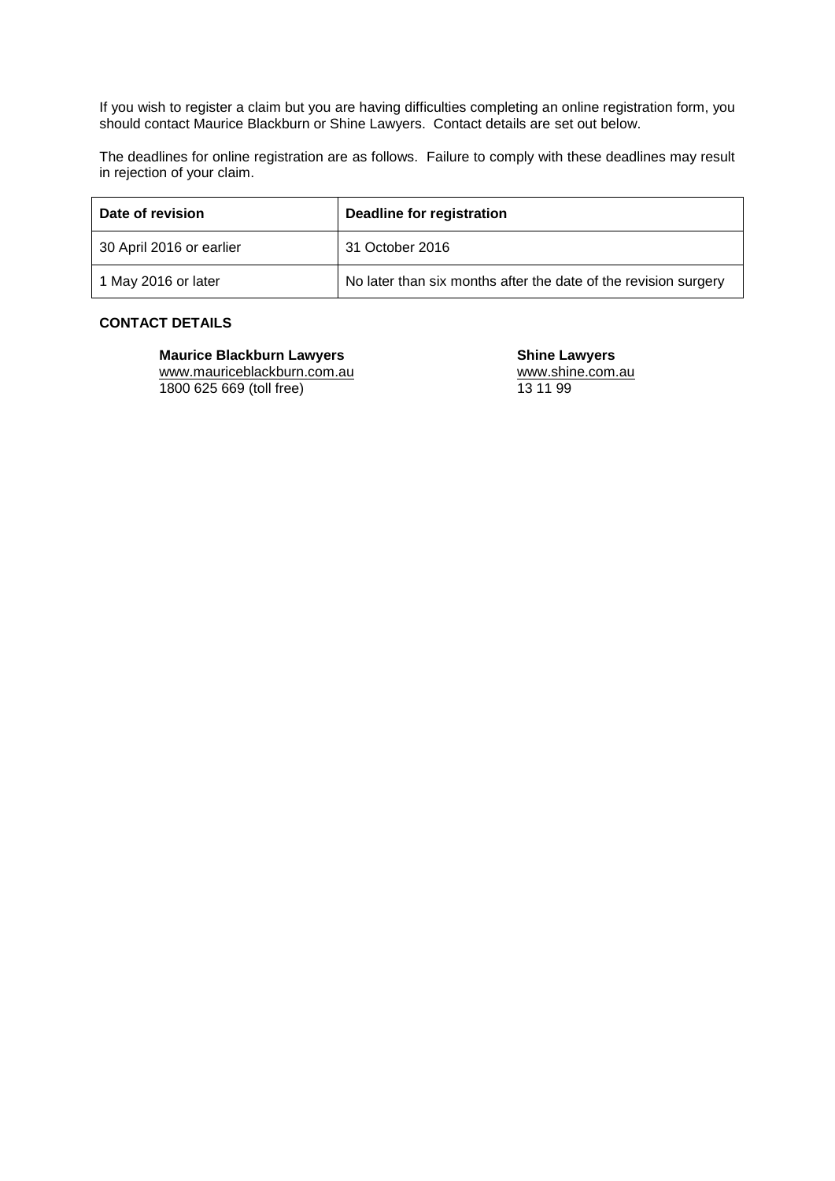If you wish to register a claim but you are having difficulties completing an online registration form, you should contact Maurice Blackburn or Shine Lawyers. Contact details are set out below.

The deadlines for online registration are as follows. Failure to comply with these deadlines may result in rejection of your claim.

| Date of revision | Deadline for registration |
| --- | --- |
| 30 April 2016 or earlier | 31 October 2016 |
| 1 May 2016 or later | No later than six months after the date of the revision surgery |

**CONTACT DETAILS**

**Maurice Blackburn Lawyers**
www.mauriceblackburn.com.au
1800 625 669 (toll free)

**Shine Lawyers**
www.shine.com.au
13 11 99